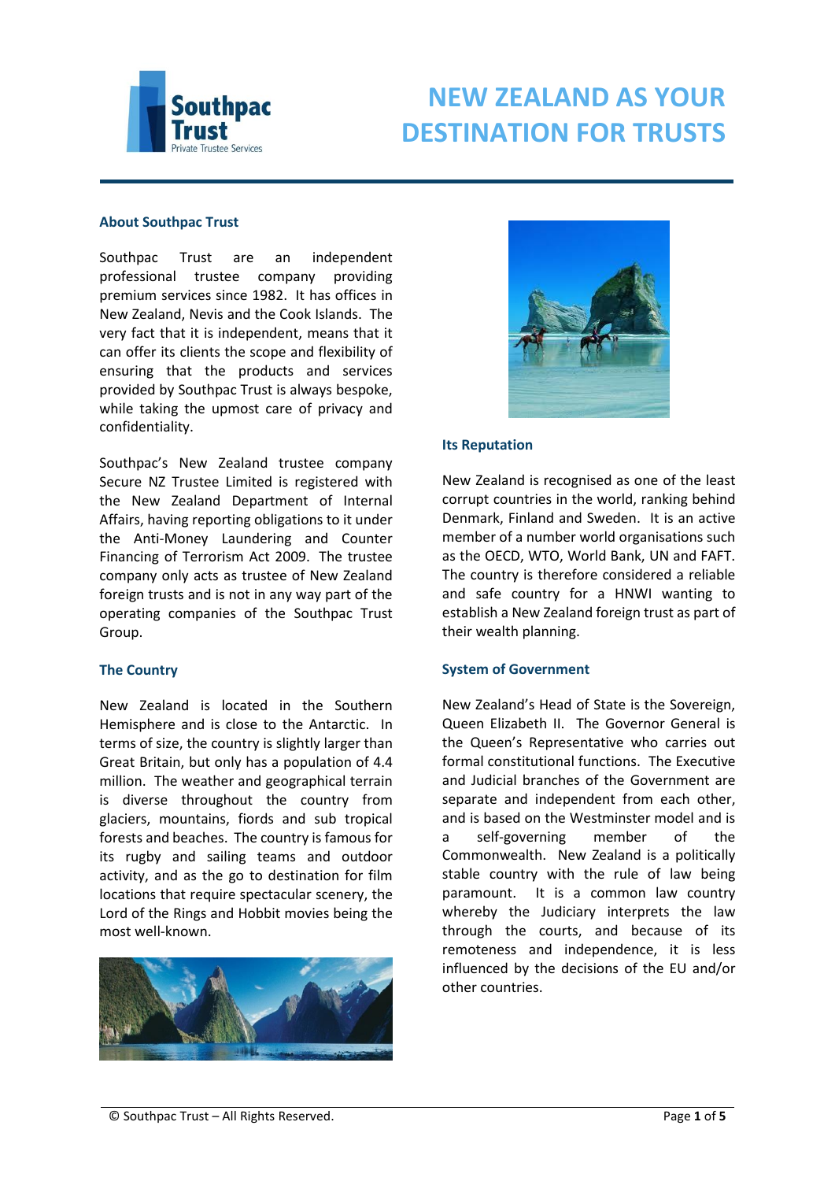# NEW ZEALAND AS YOUR DESTINATION FOR TRUSTS

### About Southpac Trust

Southpac Trust are an independent professional trustee company providing premium services since 1982. It has offices in New Zealand, Nevis and the Cook Islands. The very fact that it is independent, means that it can offer its clients the scope and flexibility of ensuring that the products and services provided by Southpac Trust is always bespoke, while taking the upmost care of privacy and confidentiality.

Southpac's New Zealand trustee company Secure NZ Trustee Limited is registered with the New Zealand Department of Internal Affairs, having reporting obligations to it under the Anti-Money Laundering and Counter Financing of Terrorism Act 2009. The trustee company only acts as trustee of New Zealand foreign trusts and is not in any way part of the operating companies of the Southpac Trust Group.

### The Country

New Zealand is located in the Southern Hemisphere and is close to the Antarctic. In terms of size, the country is slightly larger than Great Britain, but only has a population of 4.4 million. The weather and geographical terrain is diverse throughout the country from glaciers, mountains, fiords and sub tropical forests and beaches. The country is famous for its rugby and sailing teams and outdoor activity, and as the go to destination for film locations that require spectacular scenery, the Lord of the Rings and Hobbit movies being the most well-known.

### Its Reputation

New Zealand is recognised as one of the least corrupt countries in the world, ranking behind Denmark, Finland and Sweden. It is an active member of a number world organisations such as the OECD, WTO, World Bank, UN and FAFT. The country is therefore considered a reliable and safe country for a HNWI wanting to establish a New Zealand foreign trust as part of their wealth planning.

### System of Government

New Zealand's Head of State is the Sovereign, Queen Elizabeth II. The Governor General is the Queen's Representative who carries out formal constitutional functions. The Executive and Judicial branches of the Government are separate and independent from each other, and is based on the Westminster model and is a self-governing member of the Commonwealth. New Zealand is a politically stable country with the rule of law being paramount. It is a common law country whereby the Judiciary interprets the law through the courts, and because of its remoteness and independence, it is less influenced by the decisions of the EU and/or other countries.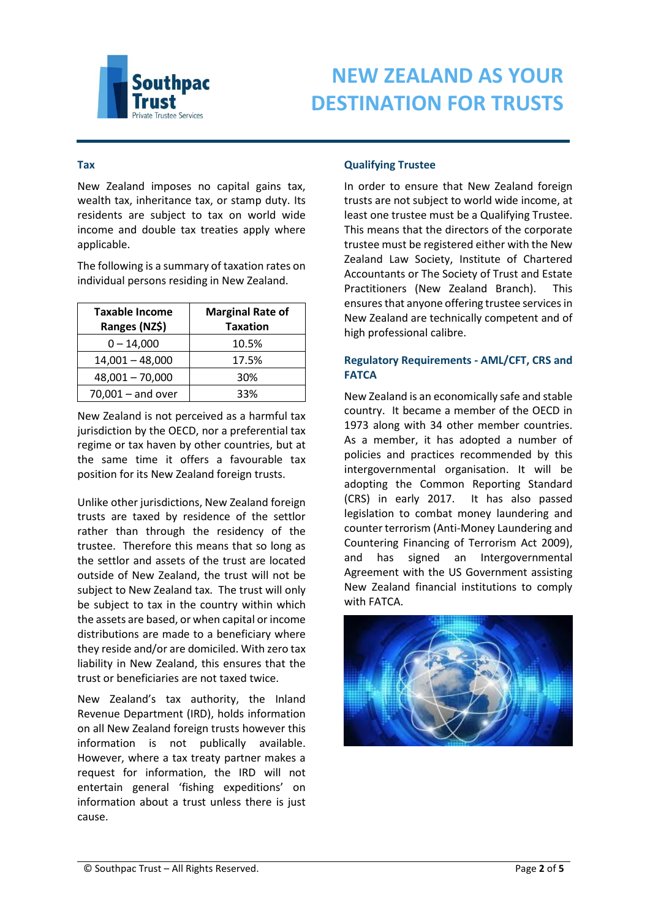# NEW ZEALAND AS YOUR DESTINATION FOR TRUSTS

## Tax

New Zealand imposes no capital gains tax, wealth tax, inheritance tax, or stamp duty. Its residents are subject to tax on world wide income and double tax treaties apply where applicable.

The following is a summary of taxation rates on individual persons residing in New Zealand.

| Taxable Income Ranges (NZ$) | Marginal Rate of Taxation |
|---|---|
| 0 – 14,000 | 10.5% |
| 14,001 – 48,000 | 17.5% |
| 48,001 – 70,000 | 30% |
| 70,001 – and over | 33% |

New Zealand is not perceived as a harmful tax jurisdiction by the OECD, nor a preferential tax regime or tax haven by other countries, but at the same time it offers a favourable tax position for its New Zealand foreign trusts.

Unlike other jurisdictions, New Zealand foreign trusts are taxed by residence of the settlor rather than through the residency of the trustee. Therefore this means that so long as the settlor and assets of the trust are located outside of New Zealand, the trust will not be subject to New Zealand tax. The trust will only be subject to tax in the country within which the assets are based, or when capital or income distributions are made to a beneficiary where they reside and/or are domiciled. With zero tax liability in New Zealand, this ensures that the trust or beneficiaries are not taxed twice.

New Zealand's tax authority, the Inland Revenue Department (IRD), holds information on all New Zealand foreign trusts however this information is not publically available. However, where a tax treaty partner makes a request for information, the IRD will not entertain general 'fishing expeditions' on information about a trust unless there is just cause.

## Qualifying Trustee

In order to ensure that New Zealand foreign trusts are not subject to world wide income, at least one trustee must be a Qualifying Trustee. This means that the directors of the corporate trustee must be registered either with the New Zealand Law Society, Institute of Chartered Accountants or The Society of Trust and Estate Practitioners (New Zealand Branch). This ensures that anyone offering trustee services in New Zealand are technically competent and of high professional calibre.

## Regulatory Requirements - AML/CFT, CRS and FATCA

New Zealand is an economically safe and stable country. It became a member of the OECD in 1973 along with 34 other member countries. As a member, it has adopted a number of policies and practices recommended by this intergovernmental organisation. It will be adopting the Common Reporting Standard (CRS) in early 2017. It has also passed legislation to combat money laundering and counter terrorism (Anti-Money Laundering and Countering Financing of Terrorism Act 2009), and has signed an Intergovernmental Agreement with the US Government assisting New Zealand financial institutions to comply with FATCA.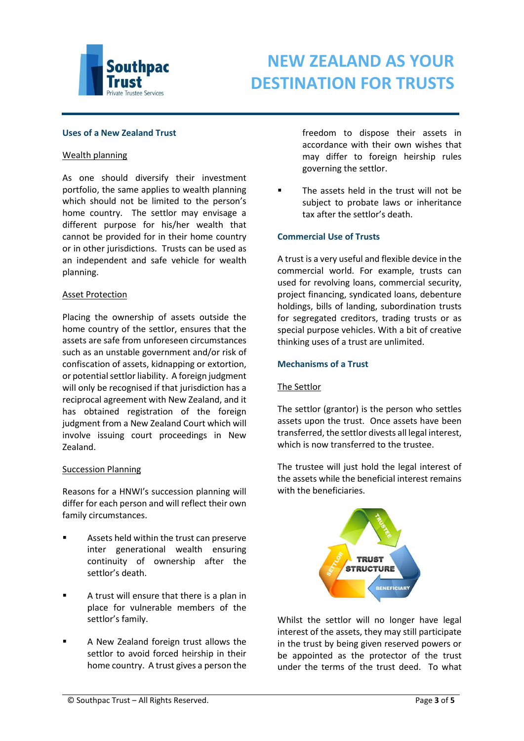# NEW ZEALAND AS YOUR DESTINATION FOR TRUSTS

## Uses of a New Zealand Trust

### Wealth planning

As one should diversify their investment portfolio, the same applies to wealth planning which should not be limited to the person's home country. The settlor may envisage a different purpose for his/her wealth that cannot be provided for in their home country or in other jurisdictions. Trusts can be used as an independent and safe vehicle for wealth planning.

### Asset Protection

Placing the ownership of assets outside the home country of the settlor, ensures that the assets are safe from unforeseen circumstances such as an unstable government and/or risk of confiscation of assets, kidnapping or extortion, or potential settlor liability. A foreign judgment will only be recognised if that jurisdiction has a reciprocal agreement with New Zealand, and it has obtained registration of the foreign judgment from a New Zealand Court which will involve issuing court proceedings in New Zealand.

### Succession Planning

Reasons for a HNWI's succession planning will differ for each person and will reflect their own family circumstances.

- Assets held within the trust can preserve inter generational wealth ensuring continuity of ownership after the settlor's death.
- A trust will ensure that there is a plan in place for vulnerable members of the settlor's family.
- A New Zealand foreign trust allows the settlor to avoid forced heirship in their home country. A trust gives a person the freedom to dispose their assets in accordance with their own wishes that may differ to foreign heirship rules governing the settlor.
- The assets held in the trust will not be subject to probate laws or inheritance tax after the settlor's death.

## Commercial Use of Trusts

A trust is a very useful and flexible device in the commercial world. For example, trusts can used for revolving loans, commercial security, project financing, syndicated loans, debenture holdings, bills of landing, subordination trusts for segregated creditors, trading trusts or as special purpose vehicles. With a bit of creative thinking uses of a trust are unlimited.

## Mechanisms of a Trust

### The Settlor

The settlor (grantor) is the person who settles assets upon the trust. Once assets have been transferred, the settlor divests all legal interest, which is now transferred to the trustee.

The trustee will just hold the legal interest of the assets while the beneficial interest remains with the beneficiaries.

TRUST STRUCTURE: TRUSTEE, SETTLOR, BENEFICIARY

Whilst the settlor will no longer have legal interest of the assets, they may still participate in the trust by being given reserved powers or be appointed as the protector of the trust under the terms of the trust deed. To what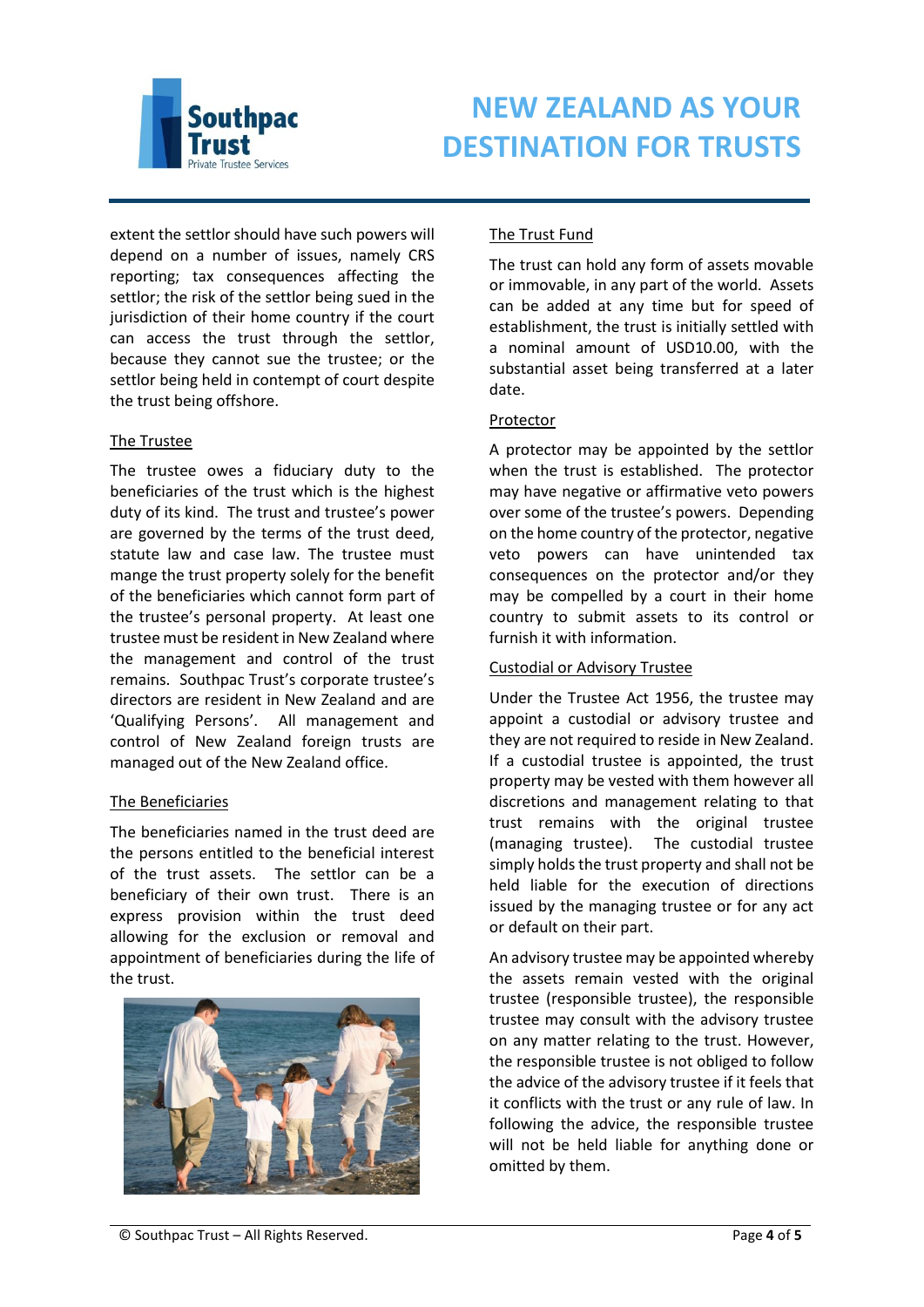extent the settlor should have such powers will depend on a number of issues, namely CRS reporting; tax consequences affecting the settlor; the risk of the settlor being sued in the jurisdiction of their home country if the court can access the trust through the settlor, because they cannot sue the trustee; or the settlor being held in contempt of court despite the trust being offshore.

## The Trustee

The trustee owes a fiduciary duty to the beneficiaries of the trust which is the highest duty of its kind. The trust and trustee's power are governed by the terms of the trust deed, statute law and case law. The trustee must mange the trust property solely for the benefit of the beneficiaries which cannot form part of the trustee's personal property. At least one trustee must be resident in New Zealand where the management and control of the trust remains. Southpac Trust's corporate trustee's directors are resident in New Zealand and are 'Qualifying Persons'. All management and control of New Zealand foreign trusts are managed out of the New Zealand office.

## The Beneficiaries

The beneficiaries named in the trust deed are the persons entitled to the beneficial interest of the trust assets. The settlor can be a beneficiary of their own trust. There is an express provision within the trust deed allowing for the exclusion or removal and appointment of beneficiaries during the life of the trust.

## The Trust Fund

The trust can hold any form of assets movable or immovable, in any part of the world. Assets can be added at any time but for speed of establishment, the trust is initially settled with a nominal amount of USD10.00, with the substantial asset being transferred at a later date.

## Protector

A protector may be appointed by the settlor when the trust is established. The protector may have negative or affirmative veto powers over some of the trustee's powers. Depending on the home country of the protector, negative veto powers can have unintended tax consequences on the protector and/or they may be compelled by a court in their home country to submit assets to its control or furnish it with information.

## Custodial or Advisory Trustee

Under the Trustee Act 1956, the trustee may appoint a custodial or advisory trustee and they are not required to reside in New Zealand. If a custodial trustee is appointed, the trust property may be vested with them however all discretions and management relating to that trust remains with the original trustee (managing trustee). The custodial trustee simply holds the trust property and shall not be held liable for the execution of directions issued by the managing trustee or for any act or default on their part.

An advisory trustee may be appointed whereby the assets remain vested with the original trustee (responsible trustee), the responsible trustee may consult with the advisory trustee on any matter relating to the trust. However, the responsible trustee is not obliged to follow the advice of the advisory trustee if it feels that it conflicts with the trust or any rule of law. In following the advice, the responsible trustee will not be held liable for anything done or omitted by them.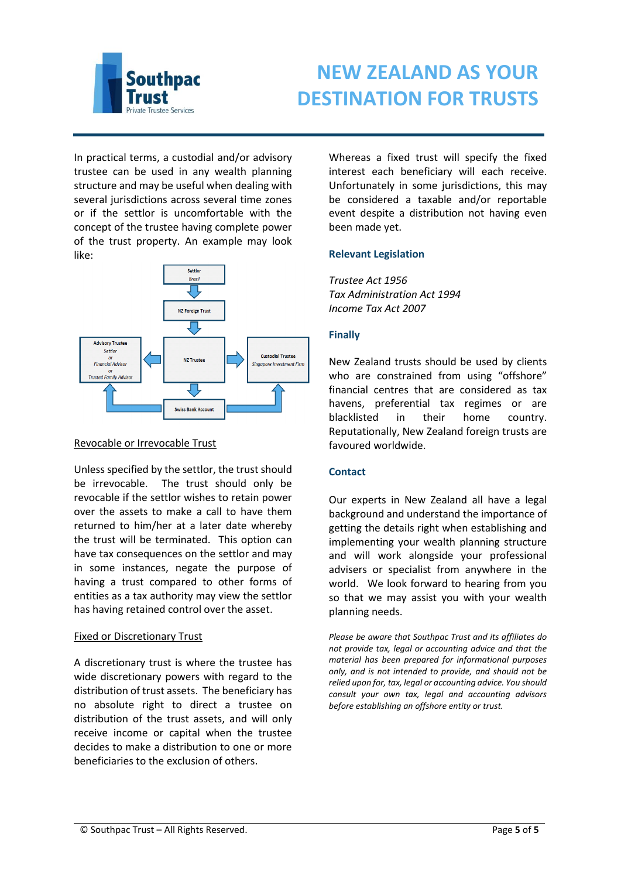# NEW ZEALAND AS YOUR DESTINATION FOR TRUSTS

In practical terms, a custodial and/or advisory trustee can be used in any wealth planning structure and may be useful when dealing with several jurisdictions across several time zones or if the settlor is uncomfortable with the concept of the trustee having complete power of the trust property. An example may look like:

Settlor
Brazil

NZ Foreign Trust

Advisory Trustee
Settlor
or
Financial Advisor
or
Trusted Family Advisor

NZ Trustee

Custodial Trustee
Singapore Investment Firm

Swiss Bank Account

<u>Revocable or Irrevocable Trust</u>

Unless specified by the settlor, the trust should be irrevocable. The trust should only be revocable if the settlor wishes to retain power over the assets to make a call to have them returned to him/her at a later date whereby the trust will be terminated. This option can have tax consequences on the settlor and may in some instances, negate the purpose of having a trust compared to other forms of entities as a tax authority may view the settlor has having retained control over the asset.

<u>Fixed or Discretionary Trust</u>

A discretionary trust is where the trustee has wide discretionary powers with regard to the distribution of trust assets. The beneficiary has no absolute right to direct a trustee on distribution of the trust assets, and will only receive income or capital when the trustee decides to make a distribution to one or more beneficiaries to the exclusion of others.

Whereas a fixed trust will specify the fixed interest each beneficiary will each receive. Unfortunately in some jurisdictions, this may be considered a taxable and/or reportable event despite a distribution not having even been made yet.

### Relevant Legislation

*Trustee Act 1956*
*Tax Administration Act 1994*
*Income Tax Act 2007*

### Finally

New Zealand trusts should be used by clients who are constrained from using "offshore" financial centres that are considered as tax havens, preferential tax regimes or are blacklisted in their home country. Reputationally, New Zealand foreign trusts are favoured worldwide.

### Contact

Our experts in New Zealand all have a legal background and understand the importance of getting the details right when establishing and implementing your wealth planning structure and will work alongside your professional advisers or specialist from anywhere in the world. We look forward to hearing from you so that we may assist you with your wealth planning needs.

*Please be aware that Southpac Trust and its affiliates do not provide tax, legal or accounting advice and that the material has been prepared for informational purposes only, and is not intended to provide, and should not be relied upon for, tax, legal or accounting advice. You should consult your own tax, legal and accounting advisors before establishing an offshore entity or trust.*

© Southpac Trust – All Rights Reserved.